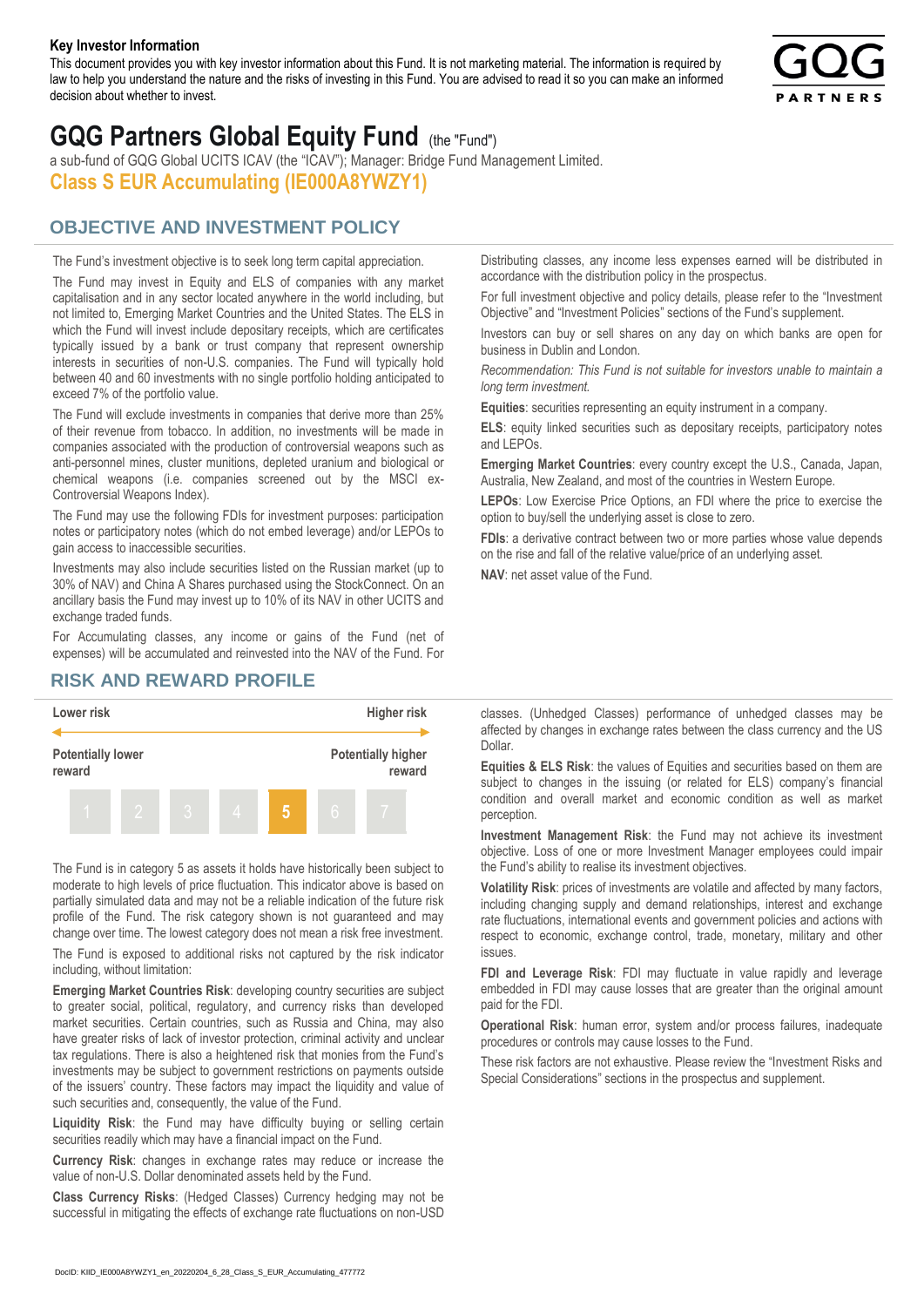**Key Investor Information**

This document provides you with key investor information about this Fund. It is not marketing material. The information is required by law to help you understand the nature and the risks of investing in this Fund. You are advised to read it so you can make an informed decision about whether to invest.

# GQG Partners Global Equity Fund (the "Fund")

a sub-fund of GQG Global UCITS ICAV (the "ICAV"); Manager: Bridge Fund Management Limited.

## Class S EUR Accumulating (IE000A8YWZY1)

## OBJECTIVE AND INVESTMENT POLICY

The Fund's investment objective is to seek long term capital appreciation.

The Fund may invest in Equity and ELS of companies with any market capitalisation and in any sector located anywhere in the world including, but not limited to, Emerging Market Countries and the United States. The ELS in which the Fund will invest include depositary receipts, which are certificates typically issued by a bank or trust company that represent ownership interests in securities of non-U.S. companies. The Fund will typically hold between 40 and 60 investments with no single portfolio holding anticipated to exceed 7% of the portfolio value.

The Fund will exclude investments in companies that derive more than 25% of their revenue from tobacco. In addition, no investments will be made in companies associated with the production of controversial weapons such as anti-personnel mines, cluster munitions, depleted uranium and biological or chemical weapons (i.e. companies screened out by the MSCI ex-Controversial Weapons Index).

The Fund may use the following FDIs for investment purposes: participation notes or participatory notes (which do not embed leverage) and/or LEPOs to gain access to inaccessible securities.

Investments may also include securities listed on the Russian market (up to 30% of NAV) and China A Shares purchased using the StockConnect. On an ancillary basis the Fund may invest up to 10% of its NAV in other UCITS and exchange traded funds.

For Accumulating classes, any income or gains of the Fund (net of expenses) will be accumulated and reinvested into the NAV of the Fund. For Distributing classes, any income less expenses earned will be distributed in accordance with the distribution policy in the prospectus.

For full investment objective and policy details, please refer to the "Investment Objective" and "Investment Policies" sections of the Fund's supplement.

Investors can buy or sell shares on any day on which banks are open for business in Dublin and London.

*Recommendation: This Fund is not suitable for investors unable to maintain a long term investment.*

**Equities**: securities representing an equity instrument in a company.

**ELS**: equity linked securities such as depositary receipts, participatory notes and LEPOs.

**Emerging Market Countries**: every country except the U.S., Canada, Japan, Australia, New Zealand, and most of the countries in Western Europe.

**LEPOs**: Low Exercise Price Options, an FDI where the price to exercise the option to buy/sell the underlying asset is close to zero.

**FDIs**: a derivative contract between two or more parties whose value depends on the rise and fall of the relative value/price of an underlying asset.

**NAV**: net asset value of the Fund.

## RISK AND REWARD PROFILE

| Lower risk | | | | | | Higher risk |
|---|---|---|---|---|---|---|
| Potentially lower reward | | | | | | Potentially higher reward |
| 1 | 2 | 3 | 4 | **5** | 6 | 7 |

The Fund is in category 5 as assets it holds have historically been subject to moderate to high levels of price fluctuation. This indicator above is based on partially simulated data and may not be a reliable indication of the future risk profile of the Fund. The risk category shown is not guaranteed and may change over time. The lowest category does not mean a risk free investment.

The Fund is exposed to additional risks not captured by the risk indicator including, without limitation:

**Emerging Market Countries Risk**: developing country securities are subject to greater social, political, regulatory, and currency risks than developed market securities. Certain countries, such as Russia and China, may also have greater risks of lack of investor protection, criminal activity and unclear tax regulations. There is also a heightened risk that monies from the Fund's investments may be subject to government restrictions on payments outside of the issuers' country. These factors may impact the liquidity and value of such securities and, consequently, the value of the Fund.

**Liquidity Risk**: the Fund may have difficulty buying or selling certain securities readily which may have a financial impact on the Fund.

**Currency Risk**: changes in exchange rates may reduce or increase the value of non-U.S. Dollar denominated assets held by the Fund.

**Class Currency Risks**: (Hedged Classes) Currency hedging may not be successful in mitigating the effects of exchange rate fluctuations on non-USD classes. (Unhedged Classes) performance of unhedged classes may be affected by changes in exchange rates between the class currency and the US Dollar.

**Equities & ELS Risk**: the values of Equities and securities based on them are subject to changes in the issuing (or related for ELS) company's financial condition and overall market and economic condition as well as market perception.

**Investment Management Risk**: the Fund may not achieve its investment objective. Loss of one or more Investment Manager employees could impair the Fund's ability to realise its investment objectives.

**Volatility Risk**: prices of investments are volatile and affected by many factors, including changing supply and demand relationships, interest and exchange rate fluctuations, international events and government policies and actions with respect to economic, exchange control, trade, monetary, military and other issues.

**FDI and Leverage Risk**: FDI may fluctuate in value rapidly and leverage embedded in FDI may cause losses that are greater than the original amount paid for the FDI.

**Operational Risk**: human error, system and/or process failures, inadequate procedures or controls may cause losses to the Fund.

These risk factors are not exhaustive. Please review the "Investment Risks and Special Considerations" sections in the prospectus and supplement.

DocID: KIID_IE000A8YWZY1_en_20220204_6_28_Class_S_EUR_Accumulating_477772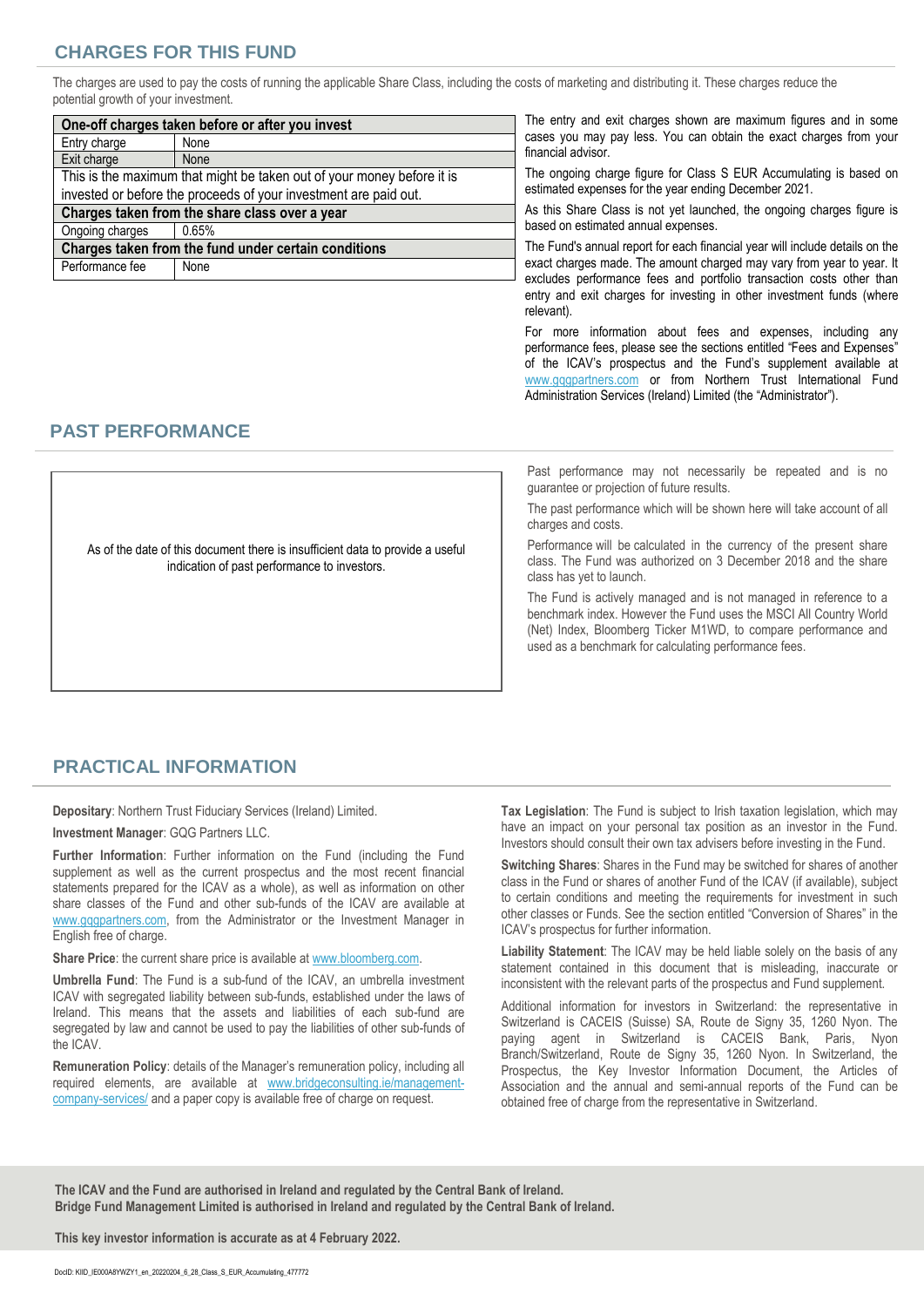## CHARGES FOR THIS FUND

The charges are used to pay the costs of running the applicable Share Class, including the costs of marketing and distributing it. These charges reduce the potential growth of your investment.

| One-off charges taken before or after you invest | |
|---|---|
| Entry charge | None |
| Exit charge | None |
| This is the maximum that might be taken out of your money before it is invested or before the proceeds of your investment are paid out. | |
| **Charges taken from the share class over a year** | |
| Ongoing charges | 0.65% |
| **Charges taken from the fund under certain conditions** | |
| Performance fee | None |

The entry and exit charges shown are maximum figures and in some cases you may pay less. You can obtain the exact charges from your financial advisor.

The ongoing charge figure for Class S EUR Accumulating is based on estimated expenses for the year ending December 2021.

As this Share Class is not yet launched, the ongoing charges figure is based on estimated annual expenses.

The Fund's annual report for each financial year will include details on the exact charges made. The amount charged may vary from year to year. It excludes performance fees and portfolio transaction costs other than entry and exit charges for investing in other investment funds (where relevant).

For more information about fees and expenses, including any performance fees, please see the sections entitled "Fees and Expenses" of the ICAV's prospectus and the Fund's supplement available at www.gqgpartners.com or from Northern Trust International Fund Administration Services (Ireland) Limited (the "Administrator").

## PAST PERFORMANCE

As of the date of this document there is insufficient data to provide a useful indication of past performance to investors.

Past performance may not necessarily be repeated and is no guarantee or projection of future results.

The past performance which will be shown here will take account of all charges and costs.

Performance will be calculated in the currency of the present share class. The Fund was authorized on 3 December 2018 and the share class has yet to launch.

The Fund is actively managed and is not managed in reference to a benchmark index. However the Fund uses the MSCI All Country World (Net) Index, Bloomberg Ticker M1WD, to compare performance and used as a benchmark for calculating performance fees.

## PRACTICAL INFORMATION

**Depositary**: Northern Trust Fiduciary Services (Ireland) Limited.

**Investment Manager**: GQG Partners LLC.

**Further Information**: Further information on the Fund (including the Fund supplement as well as the current prospectus and the most recent financial statements prepared for the ICAV as a whole), as well as information on other share classes of the Fund and other sub-funds of the ICAV are available at www.gqgpartners.com, from the Administrator or the Investment Manager in English free of charge.

**Share Price**: the current share price is available at www.bloomberg.com.

**Umbrella Fund**: The Fund is a sub-fund of the ICAV, an umbrella investment ICAV with segregated liability between sub-funds, established under the laws of Ireland. This means that the assets and liabilities of each sub-fund are segregated by law and cannot be used to pay the liabilities of other sub-funds of the ICAV.

**Remuneration Policy**: details of the Manager's remuneration policy, including all required elements, are available at www.bridgeconsulting.ie/management-company-services/ and a paper copy is available free of charge on request.

**Tax Legislation**: The Fund is subject to Irish taxation legislation, which may have an impact on your personal tax position as an investor in the Fund. Investors should consult their own tax advisers before investing in the Fund.

**Switching Shares**: Shares in the Fund may be switched for shares of another class in the Fund or shares of another Fund of the ICAV (if available), subject to certain conditions and meeting the requirements for investment in such other classes or Funds. See the section entitled "Conversion of Shares" in the ICAV's prospectus for further information.

**Liability Statement**: The ICAV may be held liable solely on the basis of any statement contained in this document that is misleading, inaccurate or inconsistent with the relevant parts of the prospectus and Fund supplement.

Additional information for investors in Switzerland: the representative in Switzerland is CACEIS (Suisse) SA, Route de Signy 35, 1260 Nyon. The paying agent in Switzerland is CACEIS Bank, Paris, Nyon Branch/Switzerland, Route de Signy 35, 1260 Nyon. In Switzerland, the Prospectus, the Key Investor Information Document, the Articles of Association and the annual and semi-annual reports of the Fund can be obtained free of charge from the representative in Switzerland.

**The ICAV and the Fund are authorised in Ireland and regulated by the Central Bank of Ireland.**
**Bridge Fund Management Limited is authorised in Ireland and regulated by the Central Bank of Ireland.**

**This key investor information is accurate as at 4 February 2022.**

DocID: KIID_IE000A8YWZY1_en_20220204_6_28_Class_S_EUR_Accumulating_477772